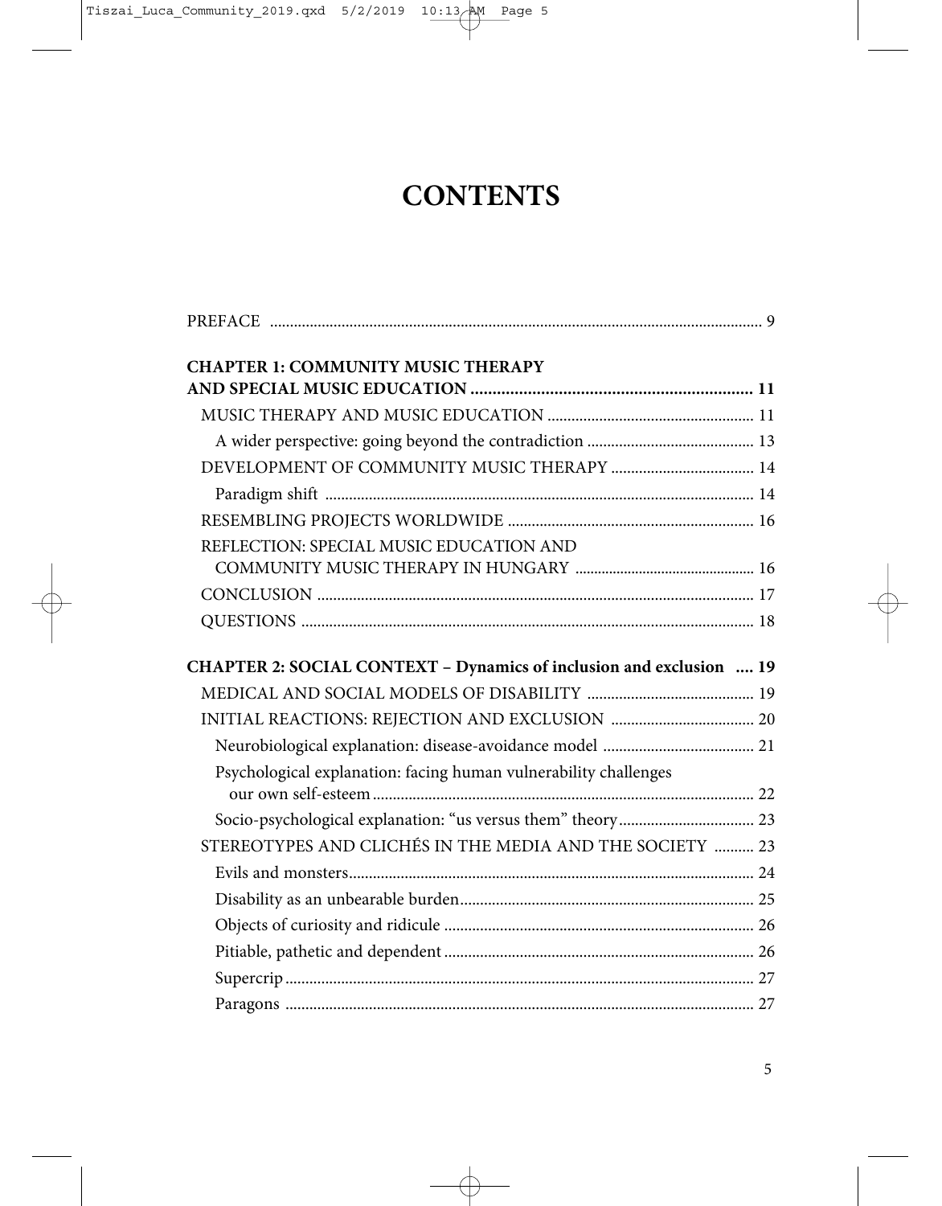# CONTENTS

PREFACE .......... 9

**CHAPTER 1: COMMUNITY MUSIC THERAPY AND SPECIAL MUSIC EDUCATION .......... 11**

- MUSIC THERAPY AND MUSIC EDUCATION .......... 11
  - A wider perspective: going beyond the contradiction .......... 13
- DEVELOPMENT OF COMMUNITY MUSIC THERAPY .......... 14
  - Paradigm shift .......... 14
- RESEMBLING PROJECTS WORLDWIDE .......... 16
- REFLECTION: SPECIAL MUSIC EDUCATION AND COMMUNITY MUSIC THERAPY IN HUNGARY .......... 16
- CONCLUSION .......... 17
- QUESTIONS .......... 18

**CHAPTER 2: SOCIAL CONTEXT – Dynamics of inclusion and exclusion .......... 19**

- MEDICAL AND SOCIAL MODELS OF DISABILITY .......... 19
- INITIAL REACTIONS: REJECTION AND EXCLUSION .......... 20
  - Neurobiological explanation: disease-avoidance model .......... 21
  - Psychological explanation: facing human vulnerability challenges our own self-esteem .......... 22
  - Socio-psychological explanation: "us versus them" theory .......... 23
- STEREOTYPES AND CLICHÉS IN THE MEDIA AND THE SOCIETY .......... 23
  - Evils and monsters .......... 24
  - Disability as an unbearable burden .......... 25
  - Objects of curiosity and ridicule .......... 26
  - Pitiable, pathetic and dependent .......... 26
  - Supercrip .......... 27
  - Paragons .......... 27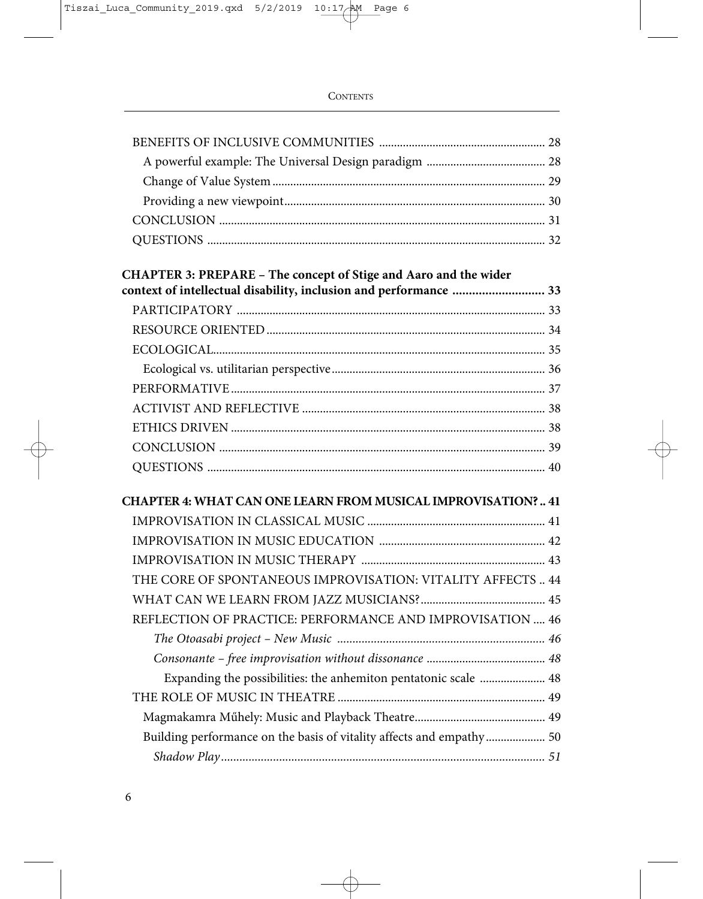BENEFITS OF INCLUSIVE COMMUNITIES ........................................................ 28
A powerful example: The Universal Design paradigm ........................................ 28
Change of Value System ........................................................................................... 29
Providing a new viewpoint....................................................................................... 30
CONCLUSION ............................................................................................................ 31
QUESTIONS ................................................................................................................ 32

**CHAPTER 3: PREPARE – The concept of Stige and Aaro and the wider context of intellectual disability, inclusion and performance ............................ 33**

PARTICIPATORY ...................................................................................................... 33
RESOURCE ORIENTED ............................................................................................ 34
ECOLOGICAL.............................................................................................................. 35
Ecological vs. utilitarian perspective....................................................................... 36
PERFORMATIVE ........................................................................................................ 37
ACTIVIST AND REFLECTIVE ................................................................................. 38
ETHICS DRIVEN ........................................................................................................ 38
CONCLUSION ............................................................................................................ 39
QUESTIONS ................................................................................................................ 40

**CHAPTER 4: WHAT CAN ONE LEARN FROM MUSICAL IMPROVISATION? .. 41**

IMPROVISATION IN CLASSICAL MUSIC ........................................................... 41
IMPROVISATION IN MUSIC EDUCATION ....................................................... 42
IMPROVISATION IN MUSIC THERAPY ............................................................. 43
THE CORE OF SPONTANEOUS IMPROVISATION: VITALITY AFFECTS .. 44
WHAT CAN WE LEARN FROM JAZZ MUSICIANS?......................................... 45
REFLECTION OF PRACTICE: PERFORMANCE AND IMPROVISATION .... 46
*The Otoasabi project – New Music .................................................................... 46*
*Consonante – free improvisation without dissonance ........................................ 48*
Expanding the possibilities: the anhemiton pentatonic scale ...................... 48
THE ROLE OF MUSIC IN THEATRE ..................................................................... 49
Magmakamra Műhely: Music and Playback Theatre........................................... 49
Building performance on the basis of vitality affects and empathy.................... 50
*Shadow Play......................................................................................................... 51*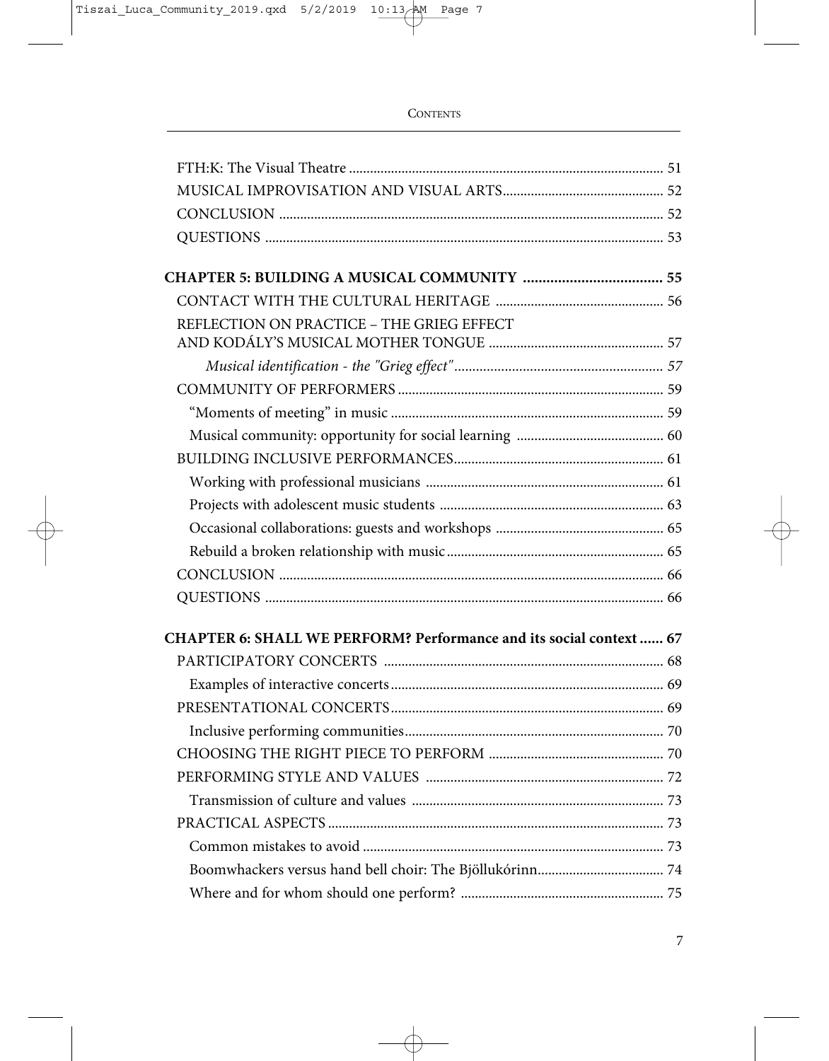FTH:K: The Visual Theatre ........................................................................................ 51
MUSICAL IMPROVISATION AND VISUAL ARTS............................................. 52
CONCLUSION ............................................................................................................ 52
QUESTIONS ................................................................................................................ 53

**CHAPTER 5: BUILDING A MUSICAL COMMUNITY ................................... 55**
CONTACT WITH THE CULTURAL HERITAGE ............................................... 56
REFLECTION ON PRACTICE – THE GRIEG EFFECT AND KODÁLY'S MUSICAL MOTHER TONGUE ................................................. 57
*Musical identification - the "Grieg effect"* .......................................................... 57
COMMUNITY OF PERFORMERS .......................................................................... 59
"Moments of meeting" in music ............................................................................. 59
Musical community: opportunity for social learning .......................................... 60
BUILDING INCLUSIVE PERFORMANCES........................................................... 61
Working with professional musicians ................................................................... 61
Projects with adolescent music students ............................................................... 63
Occasional collaborations: guests and workshops ............................................... 65
Rebuild a broken relationship with music............................................................. 65
CONCLUSION ............................................................................................................ 66
QUESTIONS ................................................................................................................ 66

**CHAPTER 6: SHALL WE PERFORM? Performance and its social context ...... 67**
PARTICIPATORY CONCERTS ............................................................................... 68
Examples of interactive concerts............................................................................. 69
PRESENTATIONAL CONCERTS............................................................................. 69
Inclusive performing communities......................................................................... 70
CHOOSING THE RIGHT PIECE TO PERFORM ................................................. 70
PERFORMING STYLE AND VALUES ................................................................... 72
Transmission of culture and values ....................................................................... 73
PRACTICAL ASPECTS.............................................................................................. 73
Common mistakes to avoid ..................................................................................... 73
Boomwhackers versus hand bell choir: The Bjöllukórinn.................................... 74
Where and for whom should one perform? ......................................................... 75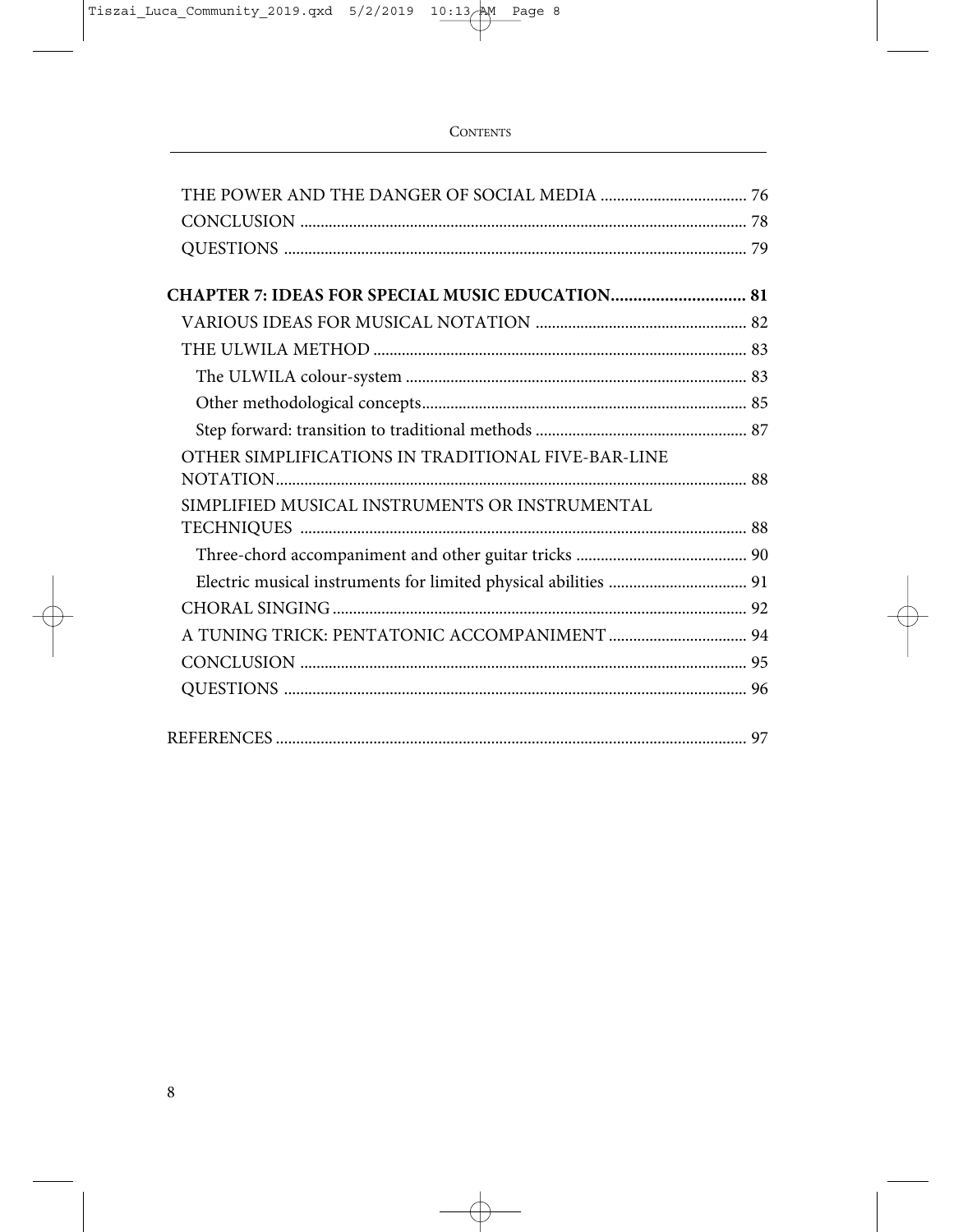THE POWER AND THE DANGER OF SOCIAL MEDIA .................................... 76
CONCLUSION ............................................................................................ 78
QUESTIONS ................................................................................................ 79

**CHAPTER 7: IDEAS FOR SPECIAL MUSIC EDUCATION.............................. 81**

VARIOUS IDEAS FOR MUSICAL NOTATION .................................................. 82
THE ULWILA METHOD .......................................................................... 83
The ULWILA colour-system .................................................................. 83
Other methodological concepts.............................................................. 85
Step forward: transition to traditional methods .................................... 87
OTHER SIMPLIFICATIONS IN TRADITIONAL FIVE-BAR-LINE NOTATION.................................................................................................. 88
SIMPLIFIED MUSICAL INSTRUMENTS OR INSTRUMENTAL TECHNIQUES ............................................................................................ 88
Three-chord accompaniment and other guitar tricks .......................................... 90
Electric musical instruments for limited physical abilities .................................. 91
CHORAL SINGING.................................................................................... 92
A TUNING TRICK: PENTATONIC ACCOMPANIMENT .................................. 94
CONCLUSION ............................................................................................ 95
QUESTIONS ................................................................................................ 96

REFERENCES .................................................................................................. 97